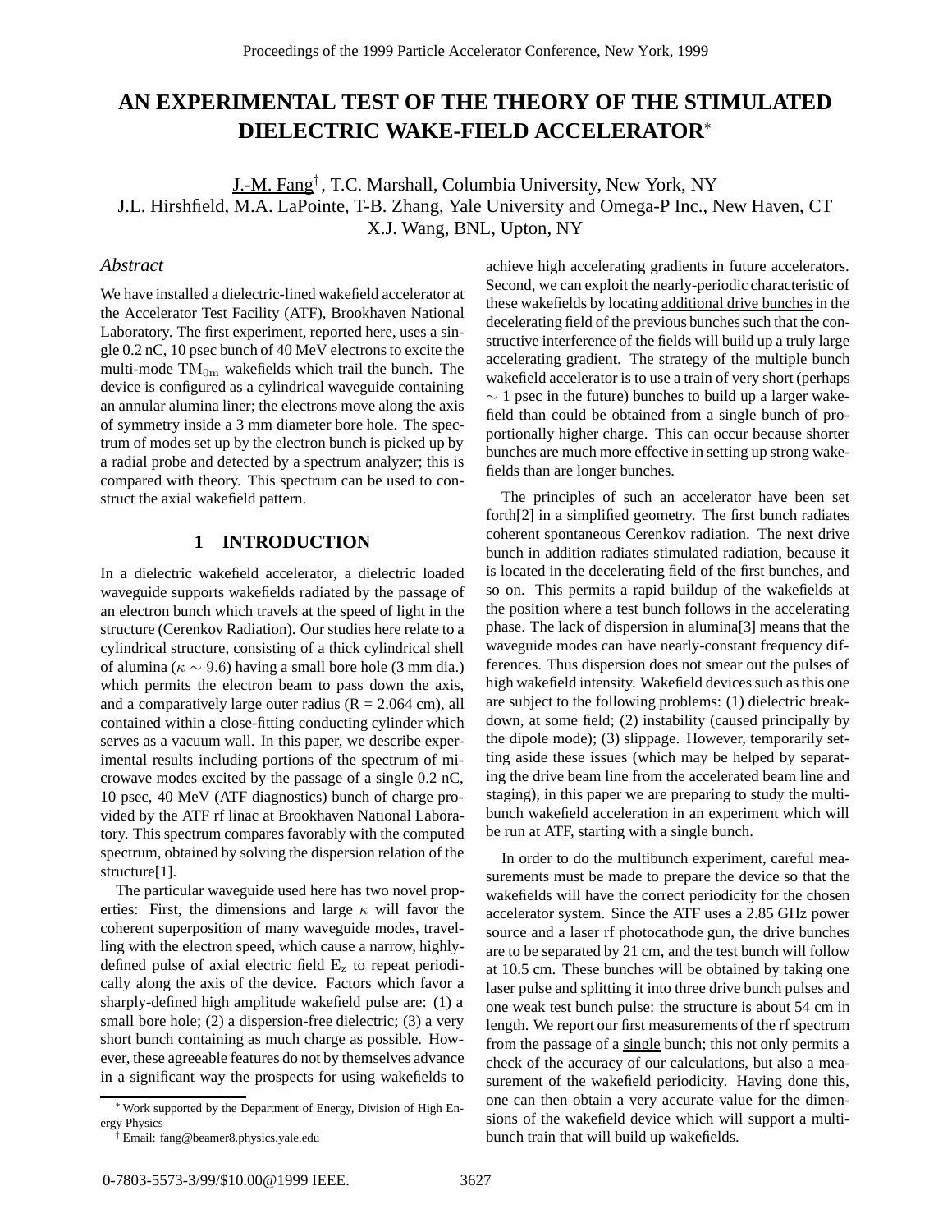# AN EXPERIMENTAL TEST OF THE THEORY OF THE STIMULATED DIELECTRIC WAKE-FIELD ACCELERATOR*

J.-M. Fang†, T.C. Marshall, Columbia University, New York, NY
J.L. Hirshfield, M.A. LaPointe, T-B. Zhang, Yale University and Omega-P Inc., New Haven, CT
X.J. Wang, BNL, Upton, NY

## *Abstract*

We have installed a dielectric-lined wakefield accelerator at the Accelerator Test Facility (ATF), Brookhaven National Laboratory. The first experiment, reported here, uses a single 0.2 nC, 10 psec bunch of 40 MeV electrons to excite the multi-mode $\mathrm{TM_{0m}}$ wakefields which trail the bunch. The device is configured as a cylindrical waveguide containing an annular alumina liner; the electrons move along the axis of symmetry inside a 3 mm diameter bore hole. The spectrum of modes set up by the electron bunch is picked up by a radial probe and detected by a spectrum analyzer; this is compared with theory. This spectrum can be used to construct the axial wakefield pattern.

## 1 INTRODUCTION

In a dielectric wakefield accelerator, a dielectric loaded waveguide supports wakefields radiated by the passage of an electron bunch which travels at the speed of light in the structure (Cerenkov Radiation). Our studies here relate to a cylindrical structure, consisting of a thick cylindrical shell of alumina ($\kappa \sim 9.6$) having a small bore hole (3 mm dia.) which permits the electron beam to pass down the axis, and a comparatively large outer radius (R = 2.064 cm), all contained within a close-fitting conducting cylinder which serves as a vacuum wall. In this paper, we describe experimental results including portions of the spectrum of microwave modes excited by the passage of a single 0.2 nC, 10 psec, 40 MeV (ATF diagnostics) bunch of charge provided by the ATF rf linac at Brookhaven National Laboratory. This spectrum compares favorably with the computed spectrum, obtained by solving the dispersion relation of the structure[1].

The particular waveguide used here has two novel properties: First, the dimensions and large $\kappa$ will favor the coherent superposition of many waveguide modes, travelling with the electron speed, which cause a narrow, highly-defined pulse of axial electric field $\mathrm{E_z}$ to repeat periodically along the axis of the device. Factors which favor a sharply-defined high amplitude wakefield pulse are: (1) a small bore hole; (2) a dispersion-free dielectric; (3) a very short bunch containing as much charge as possible. However, these agreeable features do not by themselves advance in a significant way the prospects for using wakefields to achieve high accelerating gradients in future accelerators. Second, we can exploit the nearly-periodic characteristic of these wakefields by locating additional drive bunches in the decelerating field of the previous bunches such that the constructive interference of the fields will build up a truly large accelerating gradient. The strategy of the multiple bunch wakefield accelerator is to use a train of very short (perhaps $\sim 1$ psec in the future) bunches to build up a larger wakefield than could be obtained from a single bunch of proportionally higher charge. This can occur because shorter bunches are much more effective in setting up strong wakefields than are longer bunches.

The principles of such an accelerator have been set forth[2] in a simplified geometry. The first bunch radiates coherent spontaneous Cerenkov radiation. The next drive bunch in addition radiates stimulated radiation, because it is located in the decelerating field of the first bunches, and so on. This permits a rapid buildup of the wakefields at the position where a test bunch follows in the accelerating phase. The lack of dispersion in alumina[3] means that the waveguide modes can have nearly-constant frequency differences. Thus dispersion does not smear out the pulses of high wakefield intensity. Wakefield devices such as this one are subject to the following problems: (1) dielectric breakdown, at some field; (2) instability (caused principally by the dipole mode); (3) slippage. However, temporarily setting aside these issues (which may be helped by separating the drive beam line from the accelerated beam line and staging), in this paper we are preparing to study the multibunch wakefield acceleration in an experiment which will be run at ATF, starting with a single bunch.

In order to do the multibunch experiment, careful measurements must be made to prepare the device so that the wakefields will have the correct periodicity for the chosen accelerator system. Since the ATF uses a 2.85 GHz power source and a laser rf photocathode gun, the drive bunches are to be separated by 21 cm, and the test bunch will follow at 10.5 cm. These bunches will be obtained by taking one laser pulse and splitting it into three drive bunch pulses and one weak test bunch pulse: the structure is about 54 cm in length. We report our first measurements of the rf spectrum from the passage of a single bunch; this not only permits a check of the accuracy of our calculations, but also a measurement of the wakefield periodicity. Having done this, one can then obtain a very accurate value for the dimensions of the wakefield device which will support a multibunch train that will build up wakefields.

---

* Work supported by the Department of Energy, Division of High Energy Physics

† Email: fang@beamer8.physics.yale.edu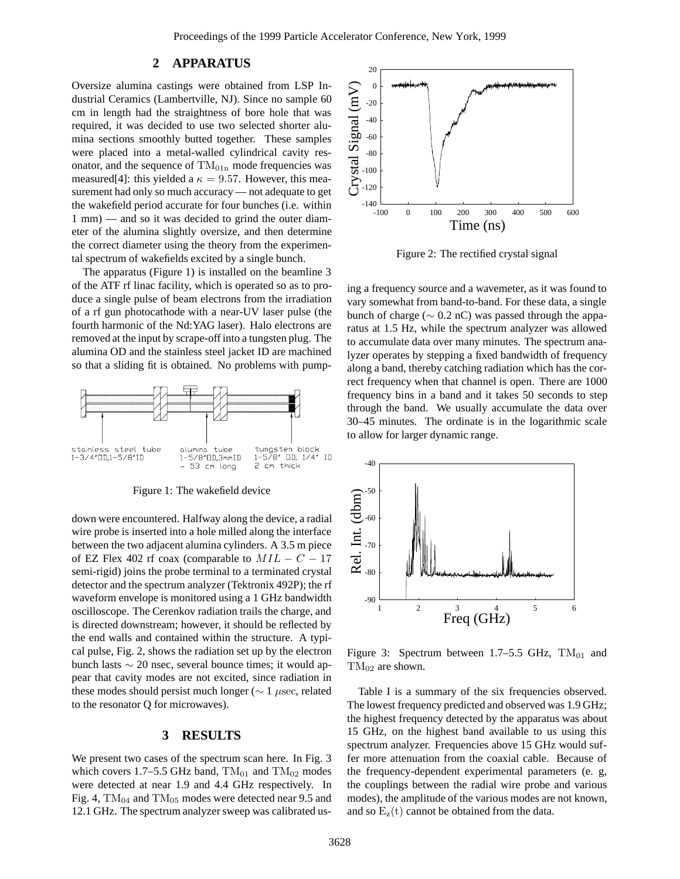## 2 APPARATUS

Oversize alumina castings were obtained from LSP Industrial Ceramics (Lambertville, NJ). Since no sample 60 cm in length had the straightness of bore hole that was required, it was decided to use two selected shorter alumina sections smoothly butted together. These samples were placed into a metal-walled cylindrical cavity resonator, and the sequence of $\mathrm{TM_{01n}}$ mode frequencies was measured[4]: this yielded a $\kappa = 9.57$. However, this measurement had only so much accuracy — not adequate to get the wakefield period accurate for four bunches (i.e. within 1 mm) — and so it was decided to grind the outer diameter of the alumina slightly oversize, and then determine the correct diameter using the theory from the experimental spectrum of wakefields excited by a single bunch.

The apparatus (Figure 1) is installed on the beamline 3 of the ATF rf linac facility, which is operated so as to produce a single pulse of beam electrons from the irradiation of a rf gun photocathode with a near-UV laser pulse (the fourth harmonic of the Nd:YAG laser). Halo electrons are removed at the input by scrape-off into a tungsten plug. The alumina OD and the stainless steel jacket ID are machined so that a sliding fit is obtained. No problems with pump-down were encountered. Halfway along the device, a radial wire probe is inserted into a hole milled along the interface between the two adjacent alumina cylinders. A 3.5 m piece of EZ Flex 402 rf coax (comparable to $MIL-C-17$ semi-rigid) joins the probe terminal to a terminated crystal detector and the spectrum analyzer (Tektronix 492P); the rf waveform envelope is monitored using a 1 GHz bandwidth oscilloscope. The Cerenkov radiation trails the charge, and is directed downstream; however, it should be reflected by the end walls and contained within the structure. A typical pulse, Fig. 2, shows the radiation set up by the electron bunch lasts $\sim 20$ nsec, several bounce times; it would appear that cavity modes are not excited, since radiation in these modes should persist much longer ($\sim 1$ $\mu$sec, related to the resonator Q for microwaves).

stainless steel tube 1-3/4"OD,1-5/8"ID — alumina tube 1-5/8"OD,3mmID ~ 53 cm long — tungsten block 1-5/8" OD, 1/4" ID 2 cm thick

Figure 1: The wakefield device

Figure 2: The rectified crystal signal

## 3 RESULTS

We present two cases of the spectrum scan here. In Fig. 3 which covers 1.7–5.5 GHz band, $\mathrm{TM_{01}}$ and $\mathrm{TM_{02}}$ modes were detected at near 1.9 and 4.4 GHz respectively. In Fig. 4, $\mathrm{TM_{04}}$ and $\mathrm{TM_{05}}$ modes were detected near 9.5 and 12.1 GHz. The spectrum analyzer sweep was calibrated using a frequency source and a wavemeter, as it was found to vary somewhat from band-to-band. For these data, a single bunch of charge ($\sim 0.2$ nC) was passed through the apparatus at 1.5 Hz, while the spectrum analyzer was allowed to accumulate data over many minutes. The spectrum analyzer operates by stepping a fixed bandwidth of frequency along a band, thereby catching radiation which has the correct frequency when that channel is open. There are 1000 frequency bins in a band and it takes 50 seconds to step through the band. We usually accumulate the data over 30–45 minutes. The ordinate is in the logarithmic scale to allow for larger dynamic range.

Figure 3: Spectrum between 1.7–5.5 GHz, $\mathrm{TM_{01}}$ and $\mathrm{TM_{02}}$ are shown.

Table I is a summary of the six frequencies observed. The lowest frequency predicted and observed was 1.9 GHz; the highest frequency detected by the apparatus was about 15 GHz, on the highest band available to us using this spectrum analyzer. Frequencies above 15 GHz would suffer more attenuation from the coaxial cable. Because of the frequency-dependent experimental parameters (e. g, the couplings between the radial wire probe and various modes), the amplitude of the various modes are not known, and so $\mathrm{E_z(t)}$ cannot be obtained from the data.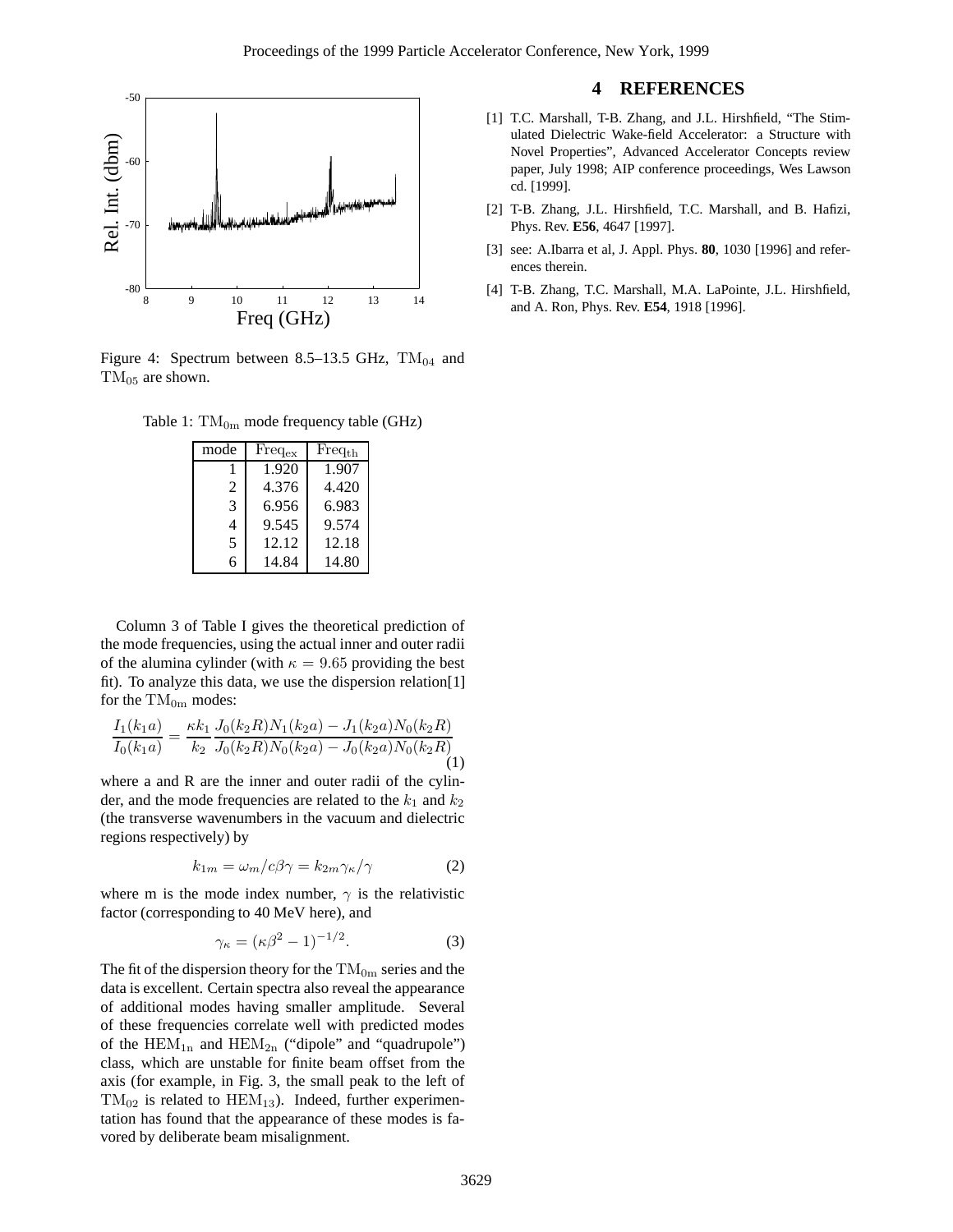-50

-60

-70

-80

8 9 10 11 12 13 14

Rel. Int. (dbm)

Freq (GHz)

Figure 4: Spectrum between 8.5–13.5 GHz, $\mathrm{TM}_{04}$ and $\mathrm{TM}_{05}$ are shown.

Table 1: $\mathrm{TM}_{0\mathrm{m}}$ mode frequency table (GHz)

| mode | $\mathrm{Freq}_{\mathrm{ex}}$ | $\mathrm{Freq}_{\mathrm{th}}$ |
|---|---|---|
| 1 | 1.920 | 1.907 |
| 2 | 4.376 | 4.420 |
| 3 | 6.956 | 6.983 |
| 4 | 9.545 | 9.574 |
| 5 | 12.12 | 12.18 |
| 6 | 14.84 | 14.80 |

Column 3 of Table I gives the theoretical prediction of the mode frequencies, using the actual inner and outer radii of the alumina cylinder (with $\kappa = 9.65$ providing the best fit). To analyze this data, we use the dispersion relation[1] for the $\mathrm{TM}_{0\mathrm{m}}$ modes:

$$\frac{I_1(k_1 a)}{I_0(k_1 a)} = \frac{\kappa k_1}{k_2} \frac{J_0(k_2 R) N_1(k_2 a) - J_1(k_2 a) N_0(k_2 R)}{J_0(k_2 R) N_0(k_2 a) - J_0(k_2 a) N_0(k_2 R)} \quad (1)$$

where a and R are the inner and outer radii of the cylinder, and the mode frequencies are related to the $k_1$ and $k_2$ (the transverse wavenumbers in the vacuum and dielectric regions respectively) by

$$k_{1m} = \omega_m / c\beta\gamma = k_{2m}\gamma_\kappa/\gamma \quad (2)$$

where m is the mode index number, $\gamma$ is the relativistic factor (corresponding to 40 MeV here), and

$$\gamma_\kappa = (\kappa\beta^2 - 1)^{-1/2}. \quad (3)$$

The fit of the dispersion theory for the $\mathrm{TM}_{0\mathrm{m}}$ series and the data is excellent. Certain spectra also reveal the appearance of additional modes having smaller amplitude. Several of these frequencies correlate well with predicted modes of the $\mathrm{HEM}_{1\mathrm{n}}$ and $\mathrm{HEM}_{2\mathrm{n}}$ ("dipole" and "quadrupole") class, which are unstable for finite beam offset from the axis (for example, in Fig. 3, the small peak to the left of $\mathrm{TM}_{02}$ is related to $\mathrm{HEM}_{13}$). Indeed, further experimentation has found that the appearance of these modes is favored by deliberate beam misalignment.

## 4 REFERENCES

[1] T.C. Marshall, T-B. Zhang, and J.L. Hirshfield, "The Stimulated Dielectric Wake-field Accelerator: a Structure with Novel Properties", Advanced Accelerator Concepts review paper, July 1998; AIP conference proceedings, Wes Lawson cd. [1999].

[2] T-B. Zhang, J.L. Hirshfield, T.C. Marshall, and B. Hafizi, Phys. Rev. **E56**, 4647 [1997].

[3] see: A.Ibarra et al, J. Appl. Phys. **80**, 1030 [1996] and references therein.

[4] T-B. Zhang, T.C. Marshall, M.A. LaPointe, J.L. Hirshfield, and A. Ron, Phys. Rev. **E54**, 1918 [1996].